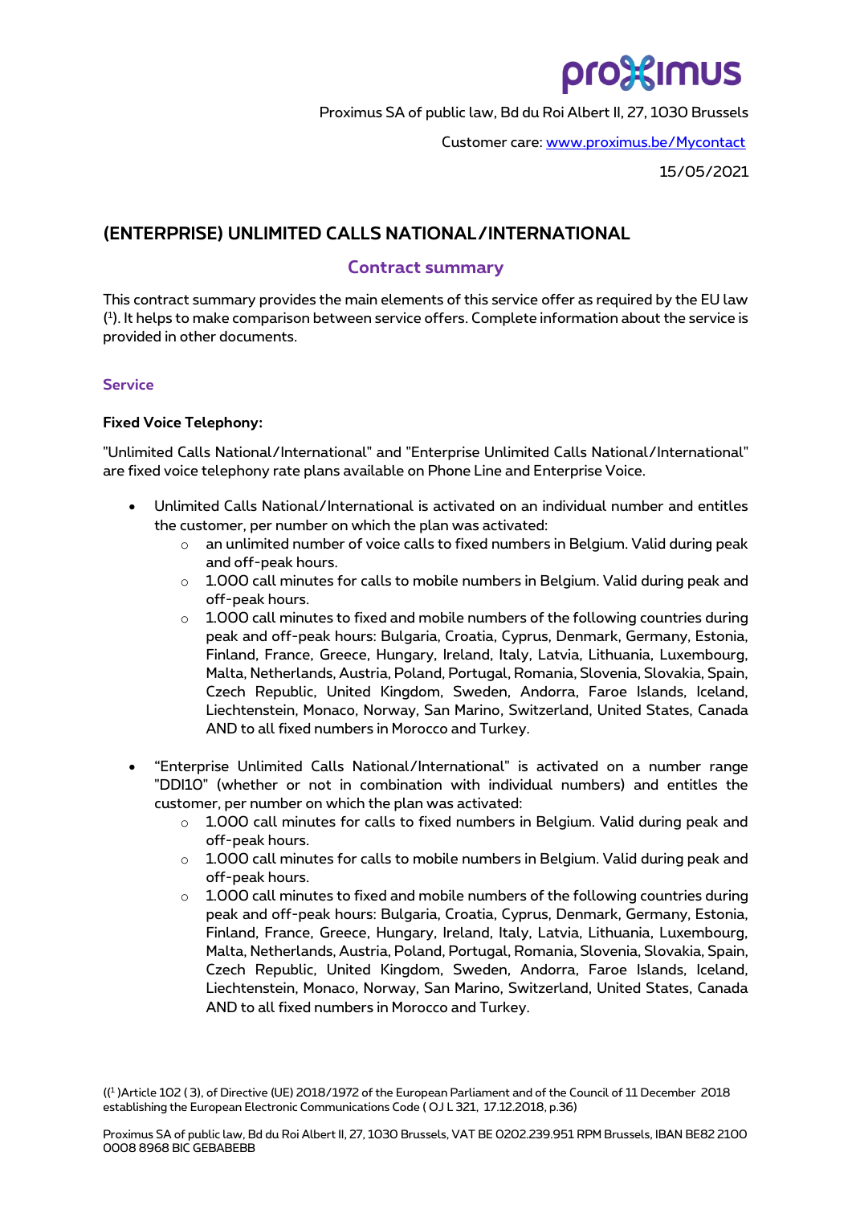proximus

Proximus SA of public law, Bd du Roi Albert II, 27, 1030 Brussels

Customer care: [www.proximus.be/Mycontact](http://www.proximus.be/Mycontact)

15/05/2021

# (ENTERPRISE) UNLIMITED CALLS NATIONAL/INTERNATIONAL

## Contract summary

This contract summary provides the main elements of this service offer as required by the EU law ([1]). It helps to make comparison between service offers. Complete information about the service is provided in other documents.

### Service

**Fixed Voice Telephony:**

"Unlimited Calls National/International" and "Enterprise Unlimited Calls National/International" are fixed voice telephony rate plans available on Phone Line and Enterprise Voice.

- Unlimited Calls National/International is activated on an individual number and entitles the customer, per number on which the plan was activated:
  - an unlimited number of voice calls to fixed numbers in Belgium. Valid during peak and off-peak hours.
  - 1.000 call minutes for calls to mobile numbers in Belgium. Valid during peak and off-peak hours.
  - 1.000 call minutes to fixed and mobile numbers of the following countries during peak and off-peak hours: Bulgaria, Croatia, Cyprus, Denmark, Germany, Estonia, Finland, France, Greece, Hungary, Ireland, Italy, Latvia, Lithuania, Luxembourg, Malta, Netherlands, Austria, Poland, Portugal, Romania, Slovenia, Slovakia, Spain, Czech Republic, United Kingdom, Sweden, Andorra, Faroe Islands, Iceland, Liechtenstein, Monaco, Norway, San Marino, Switzerland, United States, Canada AND to all fixed numbers in Morocco and Turkey.

- “Enterprise Unlimited Calls National/International” is activated on a number range "DDI10" (whether or not in combination with individual numbers) and entitles the customer, per number on which the plan was activated:
  - 1.000 call minutes for calls to fixed numbers in Belgium. Valid during peak and off-peak hours.
  - 1.000 call minutes for calls to mobile numbers in Belgium. Valid during peak and off-peak hours.
  - 1.000 call minutes to fixed and mobile numbers of the following countries during peak and off-peak hours: Bulgaria, Croatia, Cyprus, Denmark, Germany, Estonia, Finland, France, Greece, Hungary, Ireland, Italy, Latvia, Lithuania, Luxembourg, Malta, Netherlands, Austria, Poland, Portugal, Romania, Slovenia, Slovakia, Spain, Czech Republic, United Kingdom, Sweden, Andorra, Faroe Islands, Iceland, Liechtenstein, Monaco, Norway, San Marino, Switzerland, United States, Canada AND to all fixed numbers in Morocco and Turkey.

(([1])Article 102 ( 3), of Directive (UE) 2018/1972 of the European Parliament and of the Council of 11 December 2018 establishing the European Electronic Communications Code ( OJ L 321, 17.12.2018, p.36)

Proximus SA of public law, Bd du Roi Albert II, 27, 1030 Brussels, VAT BE 0202.239.951 RPM Brussels, IBAN BE82 2100 0008 8968 BIC GEBABEBB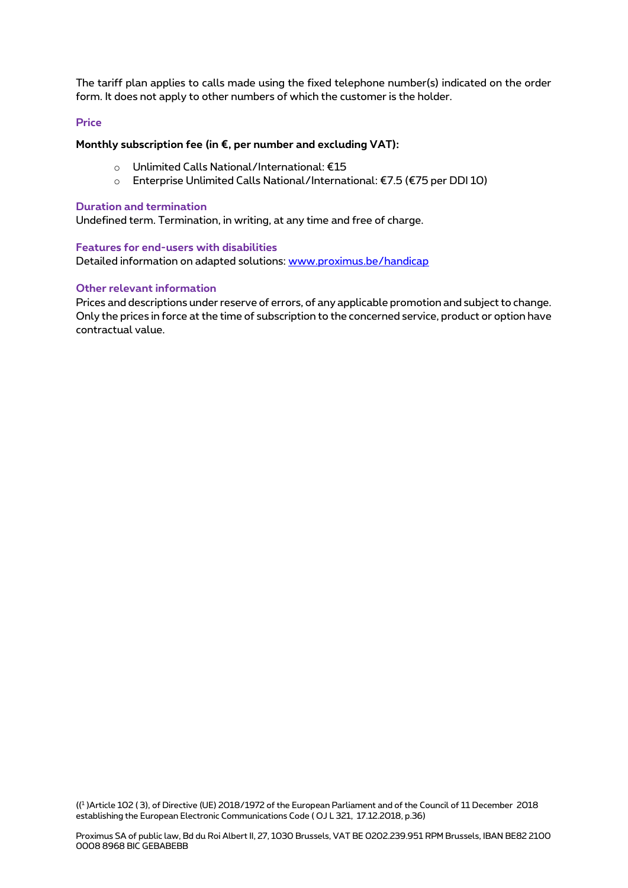The tariff plan applies to calls made using the fixed telephone number(s) indicated on the order form. It does not apply to other numbers of which the customer is the holder.

### Price

**Monthly subscription fee (in €, per number and excluding VAT):**

- Unlimited Calls National/International: €15
- Enterprise Unlimited Calls National/International: €7.5 (€75 per DDI 10)

### Duration and termination

Undefined term. Termination, in writing, at any time and free of charge.

### Features for end-users with disabilities

Detailed information on adapted solutions: [www.proximus.be/handicap](http://www.proximus.be/handicap)

### Other relevant information

Prices and descriptions under reserve of errors, of any applicable promotion and subject to change. Only the prices in force at the time of subscription to the concerned service, product or option have contractual value.

(([1] )Article 102 ( 3), of Directive (UE) 2018/1972 of the European Parliament and of the Council of 11 December 2018 establishing the European Electronic Communications Code ( OJ L 321, 17.12.2018, p.36)

Proximus SA of public law, Bd du Roi Albert II, 27, 1030 Brussels, VAT BE 0202.239.951 RPM Brussels, IBAN BE82 2100 0008 8968 BIC GEBABEBB